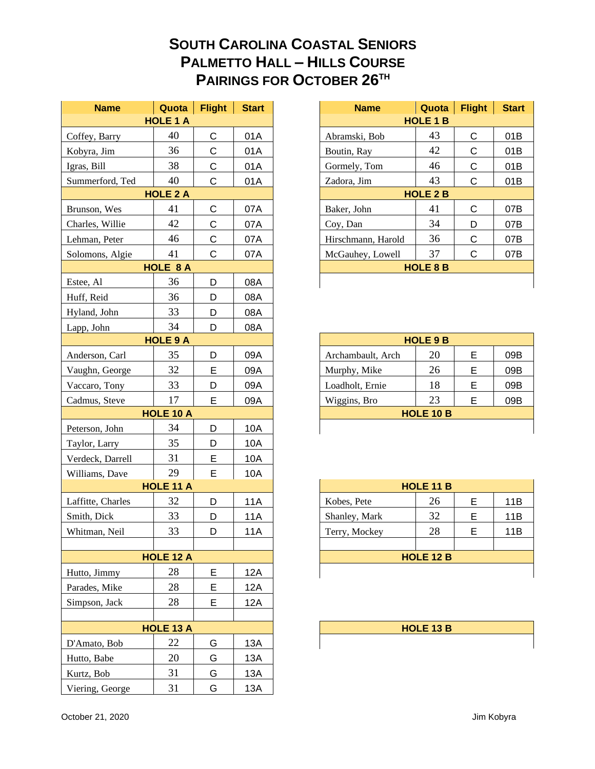# SOUTH CAROLINA COASTAL SENIORS
# PALMETTO HALL – HILLS COURSE
# PAIRINGS FOR OCTOBER 26TH

| Name | Quota | Flight | Start |
|---|---|---|---|
| **HOLE 1 A** | | | |
| Coffey, Barry | 40 | C | 01A |
| Kobyra, Jim | 36 | C | 01A |
| Igras, Bill | 38 | C | 01A |
| Summerford, Ted | 40 | C | 01A |
| **HOLE 2 A** | | | |
| Brunson, Wes | 41 | C | 07A |
| Charles, Willie | 42 | C | 07A |
| Lehman, Peter | 46 | C | 07A |
| Solomons, Algie | 41 | C | 07A |
| **HOLE 8 A** | | | |
| Estee, Al | 36 | D | 08A |
| Huff, Reid | 36 | D | 08A |
| Hyland, John | 33 | D | 08A |
| Lapp, John | 34 | D | 08A |
| **HOLE 9 A** | | | |
| Anderson, Carl | 35 | D | 09A |
| Vaughn, George | 32 | E | 09A |
| Vaccaro, Tony | 33 | D | 09A |
| Cadmus, Steve | 17 | E | 09A |
| **HOLE 10 A** | | | |
| Peterson, John | 34 | D | 10A |
| Taylor, Larry | 35 | D | 10A |
| Verdeck, Darrell | 31 | E | 10A |
| Williams, Dave | 29 | E | 10A |
| **HOLE 11 A** | | | |
| Laffitte, Charles | 32 | D | 11A |
| Smith, Dick | 33 | D | 11A |
| Whitman, Neil | 33 | D | 11A |
| | | | |
| **HOLE 12 A** | | | |
| Hutto, Jimmy | 28 | E | 12A |
| Parades, Mike | 28 | E | 12A |
| Simpson, Jack | 28 | E | 12A |
| | | | |
| **HOLE 13 A** | | | |
| D'Amato, Bob | 22 | G | 13A |
| Hutto, Babe | 20 | G | 13A |
| Kurtz, Bob | 31 | G | 13A |
| Viering, George | 31 | G | 13A |

| Name | Quota | Flight | Start |
|---|---|---|---|
| **HOLE 1 B** | | | |
| Abramski, Bob | 43 | C | 01B |
| Boutin, Ray | 42 | C | 01B |
| Gormely, Tom | 46 | C | 01B |
| Zadora, Jim | 43 | C | 01B |
| **HOLE 2 B** | | | |
| Baker, John | 41 | C | 07B |
| Coy, Dan | 34 | D | 07B |
| Hirschmann, Harold | 36 | C | 07B |
| McGauhey, Lowell | 37 | C | 07B |
| **HOLE 8 B** | | | |
| | | | |
| **HOLE 9 B** | | | |
| Archambault, Arch | 20 | E | 09B |
| Murphy, Mike | 26 | E | 09B |
| Loadholt, Ernie | 18 | E | 09B |
| Wiggins, Bro | 23 | E | 09B |
| **HOLE 10 B** | | | |
| | | | |
| **HOLE 11 B** | | | |
| Kobes, Pete | 26 | E | 11B |
| Shanley, Mark | 32 | E | 11B |
| Terry, Mockey | 28 | E | 11B |
| | | | |
| **HOLE 12 B** | | | |
| | | | |
| **HOLE 13 B** | | | |
| | | | |

October 21, 2020 — Jim Kobyra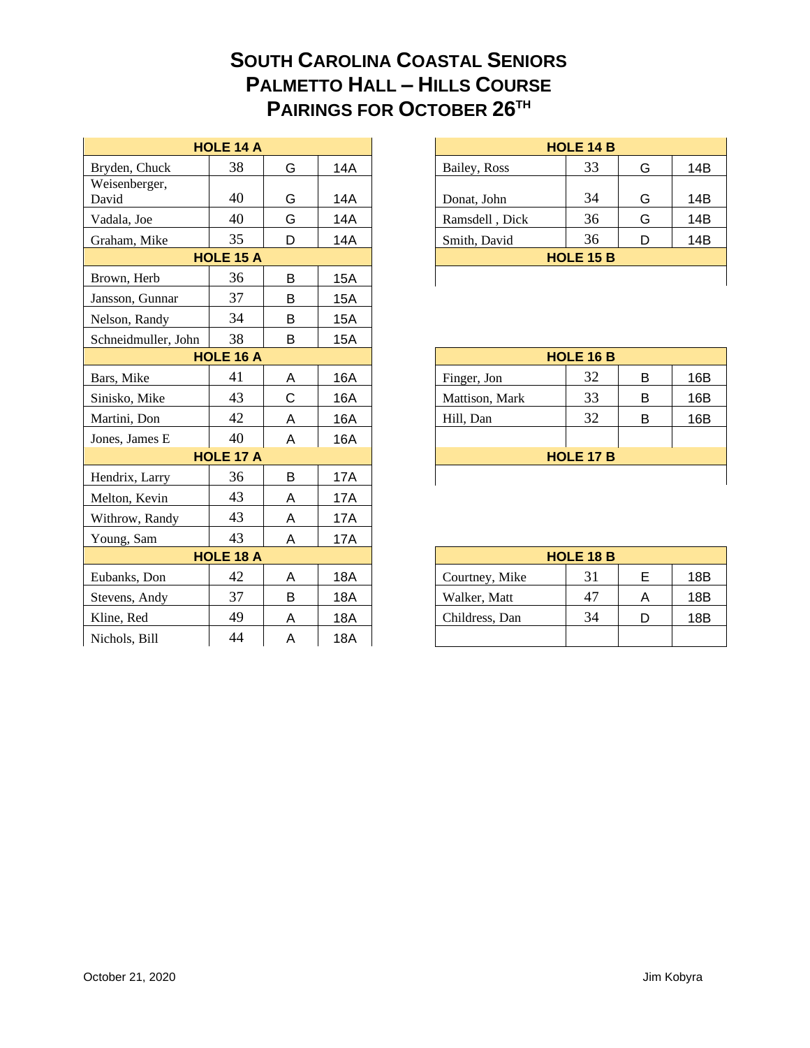# South Carolina Coastal Seniors
# Palmetto Hall – Hills Course
# Pairings for October 26th

| HOLE 14 A | | | |
|---|---|---|---|
| Bryden, Chuck | 38 | G | 14A |
| Weisenberger, David | 40 | G | 14A |
| Vadala, Joe | 40 | G | 14A |
| Graham, Mike | 35 | D | 14A |
| **HOLE 15 A** | | | |
| Brown, Herb | 36 | B | 15A |
| Jansson, Gunnar | 37 | B | 15A |
| Nelson, Randy | 34 | B | 15A |
| Schneidmuller, John | 38 | B | 15A |
| **HOLE 16 A** | | | |
| Bars, Mike | 41 | A | 16A |
| Sinisko, Mike | 43 | C | 16A |
| Martini, Don | 42 | A | 16A |
| Jones, James E | 40 | A | 16A |
| **HOLE 17 A** | | | |
| Hendrix, Larry | 36 | B | 17A |
| Melton, Kevin | 43 | A | 17A |
| Withrow, Randy | 43 | A | 17A |
| Young, Sam | 43 | A | 17A |
| **HOLE 18 A** | | | |
| Eubanks, Don | 42 | A | 18A |
| Stevens, Andy | 37 | B | 18A |
| Kline, Red | 49 | A | 18A |
| Nichols, Bill | 44 | A | 18A |

| HOLE 14 B | | | |
|---|---|---|---|
| Bailey, Ross | 33 | G | 14B |
| Donat, John | 34 | G | 14B |
| Ramsdell , Dick | 36 | G | 14B |
| Smith, David | 36 | D | 14B |
| **HOLE 15 B** | | | |
| | | | |

| HOLE 16 B | | | |
|---|---|---|---|
| Finger, Jon | 32 | B | 16B |
| Mattison, Mark | 33 | B | 16B |
| Hill, Dan | 32 | B | 16B |
| | | | |
| **HOLE 17 B** | | | |
| | | | |

| HOLE 18 B | | | |
|---|---|---|---|
| Courtney, Mike | 31 | E | 18B |
| Walker, Matt | 47 | A | 18B |
| Childress, Dan | 34 | D | 18B |
| | | | |

October 21, 2020

Jim Kobyra